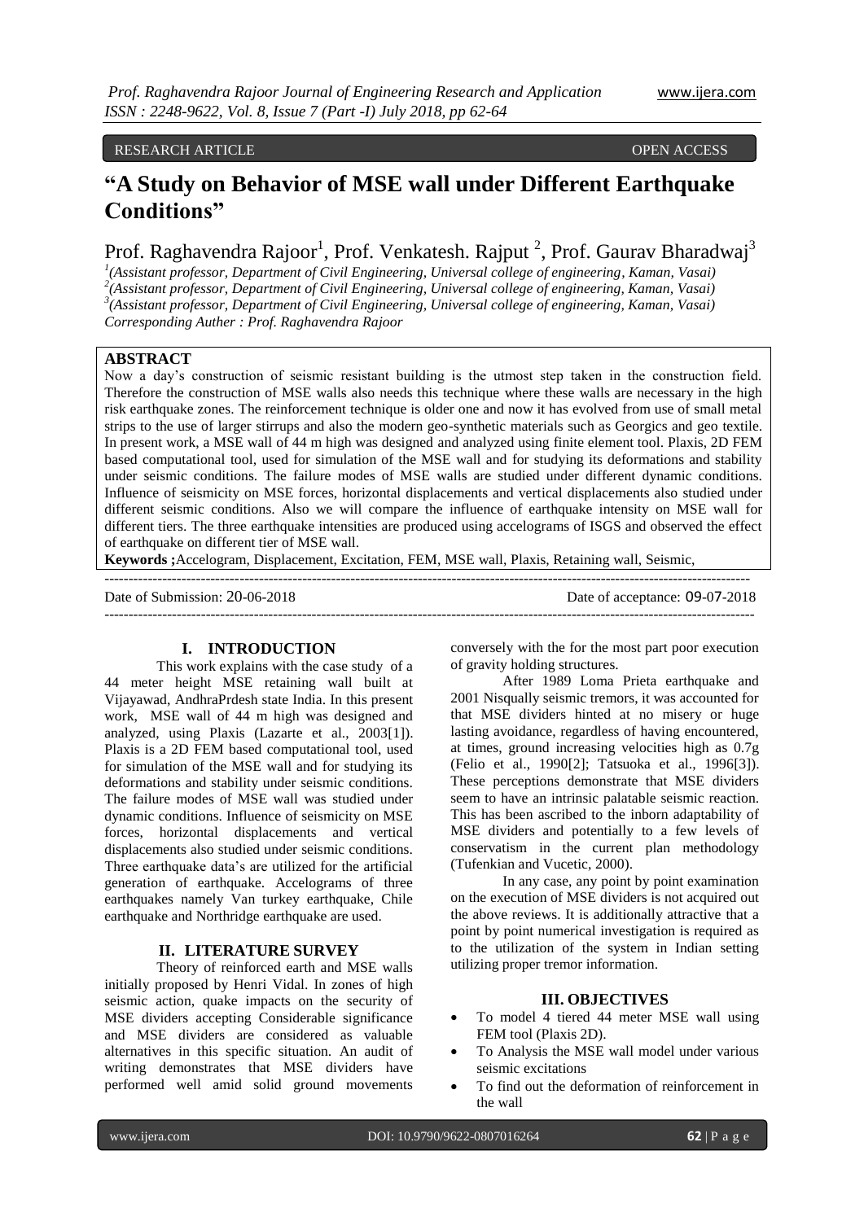RESEARCH ARTICLE OPEN ACCESS

# "A Study on Behavior of MSE wall under Different Earthquake Conditions"

Prof. Raghavendra Rajoor[1], Prof. Venkatesh. Rajput [2], Prof. Gaurav Bharadwaj[3]

[1](Assistant professor, Department of Civil Engineering, Universal college of engineering, Kaman, Vasai)
[2](Assistant professor, Department of Civil Engineering, Universal college of engineering, Kaman, Vasai)
[3](Assistant professor, Department of Civil Engineering, Universal college of engineering, Kaman, Vasai)
Corresponding Auther : Prof. Raghavendra Rajoor

## ABSTRACT

Now a day's construction of seismic resistant building is the utmost step taken in the construction field. Therefore the construction of MSE walls also needs this technique where these walls are necessary in the high risk earthquake zones. The reinforcement technique is older one and now it has evolved from use of small metal strips to the use of larger stirrups and also the modern geo-synthetic materials such as Georgics and geo textile. In present work, a MSE wall of 44 m high was designed and analyzed using finite element tool. Plaxis, 2D FEM based computational tool, used for simulation of the MSE wall and for studying its deformations and stability under seismic conditions. The failure modes of MSE walls are studied under different dynamic conditions. Influence of seismicity on MSE forces, horizontal displacements and vertical displacements also studied under different seismic conditions. Also we will compare the influence of earthquake intensity on MSE wall for different tiers. The three earthquake intensities are produced using accelograms of ISGS and observed the effect of earthquake on different tier of MSE wall.

**Keywords ;**Accelogram, Displacement, Excitation, FEM, MSE wall, Plaxis, Retaining wall, Seismic,

Date of Submission: 20-06-2018 Date of acceptance: 09-07-2018

## I. INTRODUCTION

This work explains with the case study of a 44 meter height MSE retaining wall built at Vijayawad, AndhraPrdesh state India. In this present work, MSE wall of 44 m high was designed and analyzed, using Plaxis (Lazarte et al., 2003[1]). Plaxis is a 2D FEM based computational tool, used for simulation of the MSE wall and for studying its deformations and stability under seismic conditions. The failure modes of MSE wall was studied under dynamic conditions. Influence of seismicity on MSE forces, horizontal displacements and vertical displacements also studied under seismic conditions. Three earthquake data's are utilized for the artificial generation of earthquake. Accelograms of three earthquakes namely Van turkey earthquake, Chile earthquake and Northridge earthquake are used.

## II. LITERATURE SURVEY

Theory of reinforced earth and MSE walls initially proposed by Henri Vidal. In zones of high seismic action, quake impacts on the security of MSE dividers accepting Considerable significance and MSE dividers are considered as valuable alternatives in this specific situation. An audit of writing demonstrates that MSE dividers have performed well amid solid ground movements conversely with the for the most part poor execution of gravity holding structures.

After 1989 Loma Prieta earthquake and 2001 Nisqually seismic tremors, it was accounted for that MSE dividers hinted at no misery or huge lasting avoidance, regardless of having encountered, at times, ground increasing velocities high as 0.7g (Felio et al., 1990[2]; Tatsuoka et al., 1996[3]). These perceptions demonstrate that MSE dividers seem to have an intrinsic palatable seismic reaction. This has been ascribed to the inborn adaptability of MSE dividers and potentially to a few levels of conservatism in the current plan methodology (Tufenkian and Vucetic, 2000).

In any case, any point by point examination on the execution of MSE dividers is not acquired out the above reviews. It is additionally attractive that a point by point numerical investigation is required as to the utilization of the system in Indian setting utilizing proper tremor information.

## III. OBJECTIVES

- To model 4 tiered 44 meter MSE wall using FEM tool (Plaxis 2D).
- To Analysis the MSE wall model under various seismic excitations
- To find out the deformation of reinforcement in the wall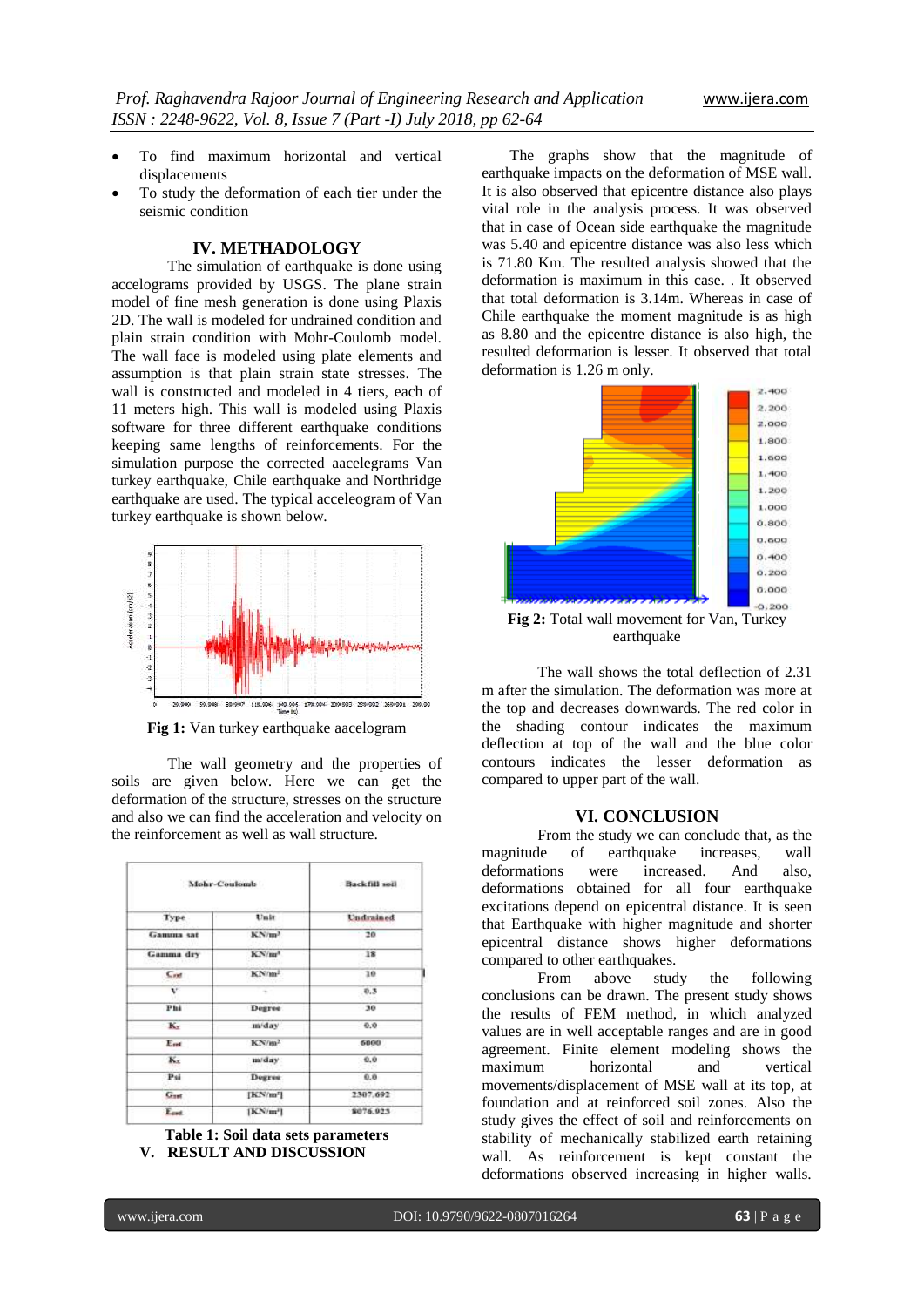- To find maximum horizontal and vertical displacements
- To study the deformation of each tier under the seismic condition

## IV. METHADOLOGY

The simulation of earthquake is done using accelograms provided by USGS. The plane strain model of fine mesh generation is done using Plaxis 2D. The wall is modeled for undrained condition and plain strain condition with Mohr-Coulomb model. The wall face is modeled using plate elements and assumption is that plain strain state stresses. The wall is constructed and modeled in 4 tiers, each of 11 meters high. This wall is modeled using Plaxis software for three different earthquake conditions keeping same lengths of reinforcements. For the simulation purpose the corrected aacelegrams Van turkey earthquake, Chile earthquake and Northridge earthquake are used. The typical acceleogram of Van turkey earthquake is shown below.

**Fig 1:** Van turkey earthquake aacelogram

The wall geometry and the properties of soils are given below. Here we can get the deformation of the structure, stresses on the structure and also we can find the acceleration and velocity on the reinforcement as well as wall structure.

| Mohr-Coulomb | | Backfill soil |
|---|---|---|
| Type | Unit | Undrained |
| Gamma sat | KN/m³ | 20 |
| Gamma dry | KN/m³ | 18 |
| $C_{ref}$ | KN/m² | 10 |
| V | - | 0.3 |
| Phi | Degree | 30 |
| $K_y$ | m/day | 0.0 |
| $E_{ref}$ | KN/m² | 6000 |
| $K_x$ | m/day | 0.0 |
| Psi | Degree | 0.0 |
| $G_{ref}$ | [KN/m²] | 2307.692 |
| $E_{oed}$ | [KN/m²] | 8076.923 |

**Table 1: Soil data sets parameters**

## V. RESULT AND DISCUSSION

The graphs show that the magnitude of earthquake impacts on the deformation of MSE wall. It is also observed that epicentre distance also plays vital role in the analysis process. It was observed that in case of Ocean side earthquake the magnitude was 5.40 and epicentre distance was also less which is 71.80 Km. The resulted analysis showed that the deformation is maximum in this case. . It observed that total deformation is 3.14m. Whereas in case of Chile earthquake the moment magnitude is as high as 8.80 and the epicentre distance is also high, the resulted deformation is lesser. It observed that total deformation is 1.26 m only.

**Fig 2:** Total wall movement for Van, Turkey earthquake

The wall shows the total deflection of 2.31 m after the simulation. The deformation was more at the top and decreases downwards. The red color in the shading contour indicates the maximum deflection at top of the wall and the blue color contours indicates the lesser deformation as compared to upper part of the wall.

## VI. CONCLUSION

From the study we can conclude that, as the magnitude of earthquake increases, wall deformations were increased. And also, deformations obtained for all four earthquake excitations depend on epicentral distance. It is seen that Earthquake with higher magnitude and shorter epicentral distance shows higher deformations compared to other earthquakes.

From above study the following conclusions can be drawn. The present study shows the results of FEM method, in which analyzed values are in well acceptable ranges and are in good agreement. Finite element modeling shows the maximum horizontal and vertical movements/displacement of MSE wall at its top, at foundation and at reinforced soil zones. Also the study gives the effect of soil and reinforcements on stability of mechanically stabilized earth retaining wall. As reinforcement is kept constant the deformations observed increasing in higher walls.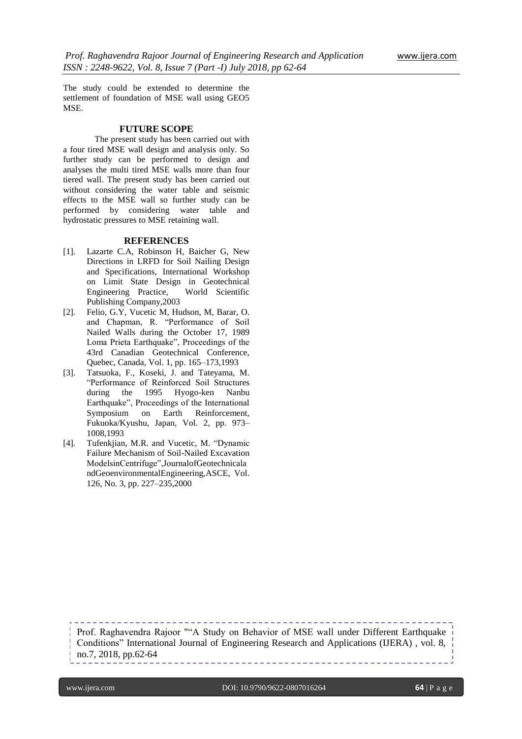The study could be extended to determine the settlement of foundation of MSE wall using GEO5 MSE.

## FUTURE SCOPE

The present study has been carried out with a four tired MSE wall design and analysis only. So further study can be performed to design and analyses the multi tired MSE walls more than four tiered wall. The present study has been carried out without considering the water table and seismic effects to the MSE wall so further study can be performed by considering water table and hydrostatic pressures to MSE retaining wall.

## REFERENCES

[1]. Lazarte C.A, Robinson H, Baicher G, New Directions in LRFD for Soil Nailing Design and Specifications, International Workshop on Limit State Design in Geotechnical Engineering Practice, World Scientific Publishing Company,2003

[2]. Felio, G.Y, Vucetic M, Hudson, M, Barar, O. and Chapman, R. "Performance of Soil Nailed Walls during the October 17, 1989 Loma Prieta Earthquake", Proceedings of the 43rd Canadian Geotechnical Conference, Quebec, Canada, Vol. 1, pp. 165–173,1993

[3]. Tatsuoka, F., Koseki, J. and Tateyama, M. "Performance of Reinforced Soil Structures during the 1995 Hyogo-ken Nanbu Earthquake", Proceedings of the International Symposium on Earth Reinforcement, Fukuoka/Kyushu, Japan, Vol. 2, pp. 973–1008,1993

[4]. Tufenkjian, M.R. and Vucetic, M. "Dynamic Failure Mechanism of Soil-Nailed Excavation ModelsinCentrifuge",JournalofGeotechnicalandGeoenvironmentalEngineering,ASCE, Vol. 126, No. 3, pp. 227–235,2000

Prof. Raghavendra Rajoor ""A Study on Behavior of MSE wall under Different Earthquake Conditions" International Journal of Engineering Research and Applications (IJERA) , vol. 8, no.7, 2018, pp.62-64